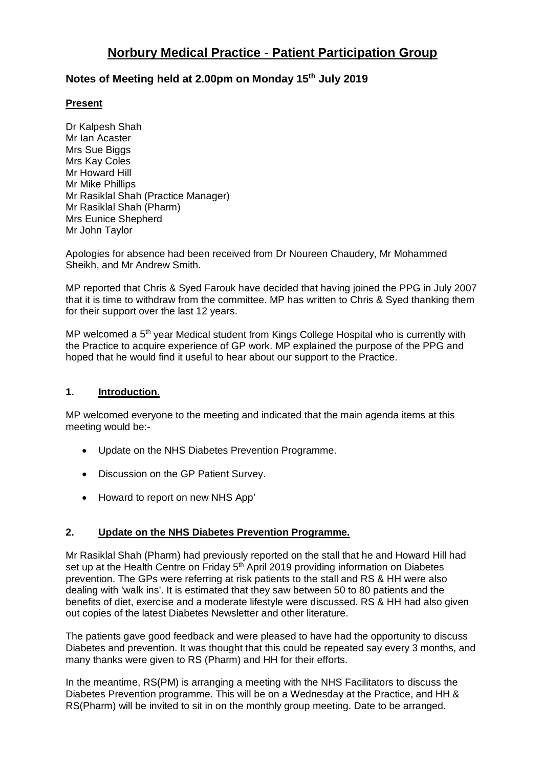# Norbury Medical Practice - Patient Participation Group

## Notes of Meeting held at 2.00pm on Monday 15th July 2019

**Present**

Dr Kalpesh Shah
Mr Ian Acaster
Mrs Sue Biggs
Mrs Kay Coles
Mr Howard Hill
Mr Mike Phillips
Mr Rasiklal Shah (Practice Manager)
Mr Rasiklal Shah (Pharm)
Mrs Eunice Shepherd
Mr John Taylor

Apologies for absence had been received from Dr Noureen Chaudery, Mr Mohammed Sheikh, and Mr Andrew Smith.

MP reported that Chris & Syed Farouk have decided that having joined the PPG in July 2007 that it is time to withdraw from the committee. MP has written to Chris & Syed thanking them for their support over the last 12 years.

MP welcomed a 5th year Medical student from Kings College Hospital who is currently with the Practice to acquire experience of GP work. MP explained the purpose of the PPG and hoped that he would find it useful to hear about our support to the Practice.

### 1. Introduction.

MP welcomed everyone to the meeting and indicated that the main agenda items at this meeting would be:-

- Update on the NHS Diabetes Prevention Programme.
- Discussion on the GP Patient Survey.
- Howard to report on new NHS App'

### 2. Update on the NHS Diabetes Prevention Programme.

Mr Rasiklal Shah (Pharm) had previously reported on the stall that he and Howard Hill had set up at the Health Centre on Friday 5th April 2019 providing information on Diabetes prevention. The GPs were referring at risk patients to the stall and RS & HH were also dealing with 'walk ins'. It is estimated that they saw between 50 to 80 patients and the benefits of diet, exercise and a moderate lifestyle were discussed. RS & HH had also given out copies of the latest Diabetes Newsletter and other literature.

The patients gave good feedback and were pleased to have had the opportunity to discuss Diabetes and prevention. It was thought that this could be repeated say every 3 months, and many thanks were given to RS (Pharm) and HH for their efforts.

In the meantime, RS(PM) is arranging a meeting with the NHS Facilitators to discuss the Diabetes Prevention programme. This will be on a Wednesday at the Practice, and HH & RS(Pharm) will be invited to sit in on the monthly group meeting. Date to be arranged.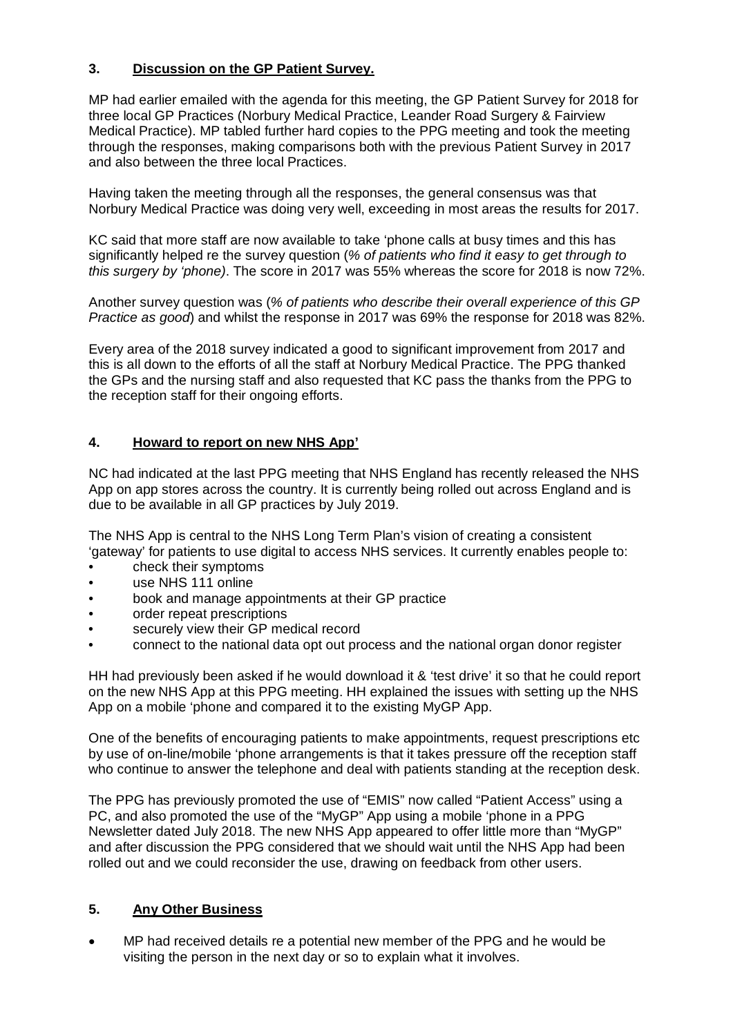## 3. **Discussion on the GP Patient Survey.**

MP had earlier emailed with the agenda for this meeting, the GP Patient Survey for 2018 for three local GP Practices (Norbury Medical Practice, Leander Road Surgery & Fairview Medical Practice). MP tabled further hard copies to the PPG meeting and took the meeting through the responses, making comparisons both with the previous Patient Survey in 2017 and also between the three local Practices.

Having taken the meeting through all the responses, the general consensus was that Norbury Medical Practice was doing very well, exceeding in most areas the results for 2017.

KC said that more staff are now available to take 'phone calls at busy times and this has significantly helped re the survey question (*% of patients who find it easy to get through to this surgery by 'phone)*. The score in 2017 was 55% whereas the score for 2018 is now 72%.

Another survey question was (*% of patients who describe their overall experience of this GP Practice as good*) and whilst the response in 2017 was 69% the response for 2018 was 82%.

Every area of the 2018 survey indicated a good to significant improvement from 2017 and this is all down to the efforts of all the staff at Norbury Medical Practice. The PPG thanked the GPs and the nursing staff and also requested that KC pass the thanks from the PPG to the reception staff for their ongoing efforts.

## 4. **Howard to report on new NHS App'**

NC had indicated at the last PPG meeting that NHS England has recently released the NHS App on app stores across the country. It is currently being rolled out across England and is due to be available in all GP practices by July 2019.

The NHS App is central to the NHS Long Term Plan's vision of creating a consistent 'gateway' for patients to use digital to access NHS services. It currently enables people to:

- check their symptoms
- use NHS 111 online
- book and manage appointments at their GP practice
- order repeat prescriptions
- securely view their GP medical record
- connect to the national data opt out process and the national organ donor register

HH had previously been asked if he would download it & 'test drive' it so that he could report on the new NHS App at this PPG meeting. HH explained the issues with setting up the NHS App on a mobile 'phone and compared it to the existing MyGP App.

One of the benefits of encouraging patients to make appointments, request prescriptions etc by use of on-line/mobile 'phone arrangements is that it takes pressure off the reception staff who continue to answer the telephone and deal with patients standing at the reception desk.

The PPG has previously promoted the use of "EMIS" now called "Patient Access" using a PC, and also promoted the use of the "MyGP" App using a mobile 'phone in a PPG Newsletter dated July 2018. The new NHS App appeared to offer little more than "MyGP" and after discussion the PPG considered that we should wait until the NHS App had been rolled out and we could reconsider the use, drawing on feedback from other users.

## 5. **Any Other Business**

- MP had received details re a potential new member of the PPG and he would be visiting the person in the next day or so to explain what it involves.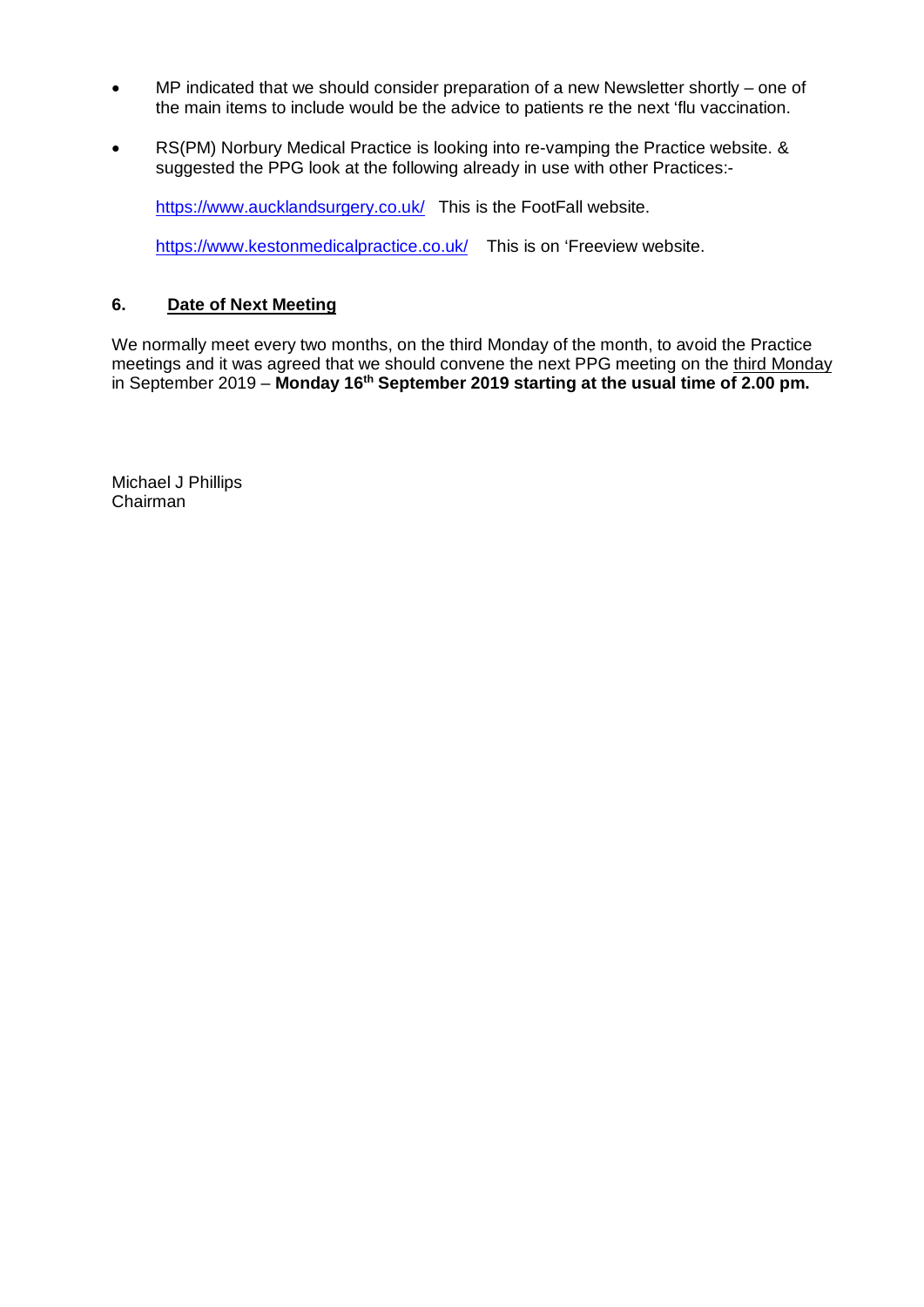- MP indicated that we should consider preparation of a new Newsletter shortly – one of the main items to include would be the advice to patients re the next 'flu vaccination.
- RS(PM) Norbury Medical Practice is looking into re-vamping the Practice website. & suggested the PPG look at the following already in use with other Practices:-

  https://www.aucklandsurgery.co.uk/ This is the FootFall website.

  https://www.kestonmedicalpractice.co.uk/ This is on 'Freeview website.

## 6. Date of Next Meeting

We normally meet every two months, on the third Monday of the month, to avoid the Practice meetings and it was agreed that we should convene the next PPG meeting on the third Monday in September 2019 – **Monday 16th September 2019 starting at the usual time of 2.00 pm.**

Michael J Phillips
Chairman